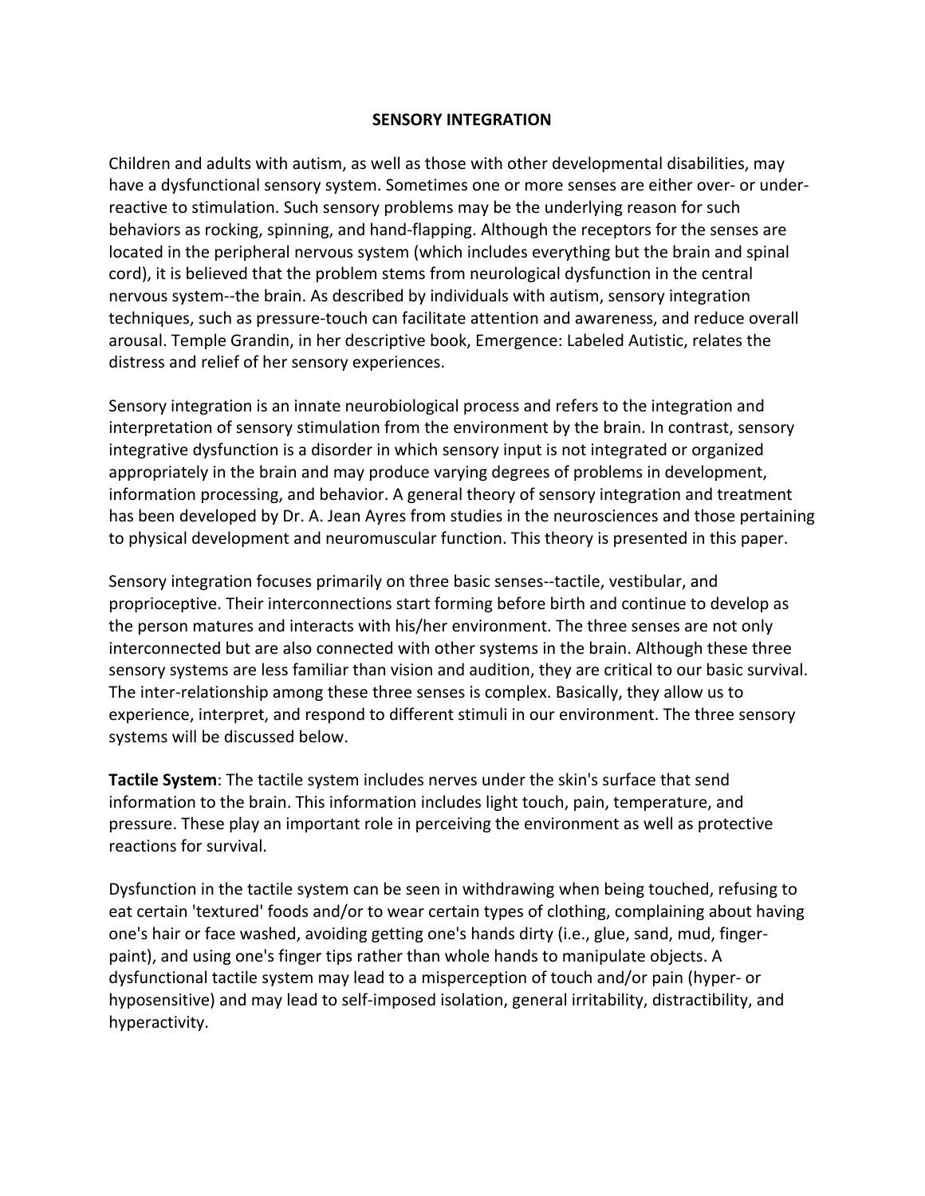# SENSORY INTEGRATION

Children and adults with autism, as well as those with other developmental disabilities, may have a dysfunctional sensory system. Sometimes one or more senses are either over- or under-reactive to stimulation. Such sensory problems may be the underlying reason for such behaviors as rocking, spinning, and hand-flapping. Although the receptors for the senses are located in the peripheral nervous system (which includes everything but the brain and spinal cord), it is believed that the problem stems from neurological dysfunction in the central nervous system--the brain. As described by individuals with autism, sensory integration techniques, such as pressure-touch can facilitate attention and awareness, and reduce overall arousal. Temple Grandin, in her descriptive book, Emergence: Labeled Autistic, relates the distress and relief of her sensory experiences.

Sensory integration is an innate neurobiological process and refers to the integration and interpretation of sensory stimulation from the environment by the brain. In contrast, sensory integrative dysfunction is a disorder in which sensory input is not integrated or organized appropriately in the brain and may produce varying degrees of problems in development, information processing, and behavior. A general theory of sensory integration and treatment has been developed by Dr. A. Jean Ayres from studies in the neurosciences and those pertaining to physical development and neuromuscular function. This theory is presented in this paper.

Sensory integration focuses primarily on three basic senses--tactile, vestibular, and proprioceptive. Their interconnections start forming before birth and continue to develop as the person matures and interacts with his/her environment. The three senses are not only interconnected but are also connected with other systems in the brain. Although these three sensory systems are less familiar than vision and audition, they are critical to our basic survival. The inter-relationship among these three senses is complex. Basically, they allow us to experience, interpret, and respond to different stimuli in our environment. The three sensory systems will be discussed below.

**Tactile System**: The tactile system includes nerves under the skin's surface that send information to the brain. This information includes light touch, pain, temperature, and pressure. These play an important role in perceiving the environment as well as protective reactions for survival.

Dysfunction in the tactile system can be seen in withdrawing when being touched, refusing to eat certain 'textured' foods and/or to wear certain types of clothing, complaining about having one's hair or face washed, avoiding getting one's hands dirty (i.e., glue, sand, mud, finger-paint), and using one's finger tips rather than whole hands to manipulate objects. A dysfunctional tactile system may lead to a misperception of touch and/or pain (hyper- or hyposensitive) and may lead to self-imposed isolation, general irritability, distractibility, and hyperactivity.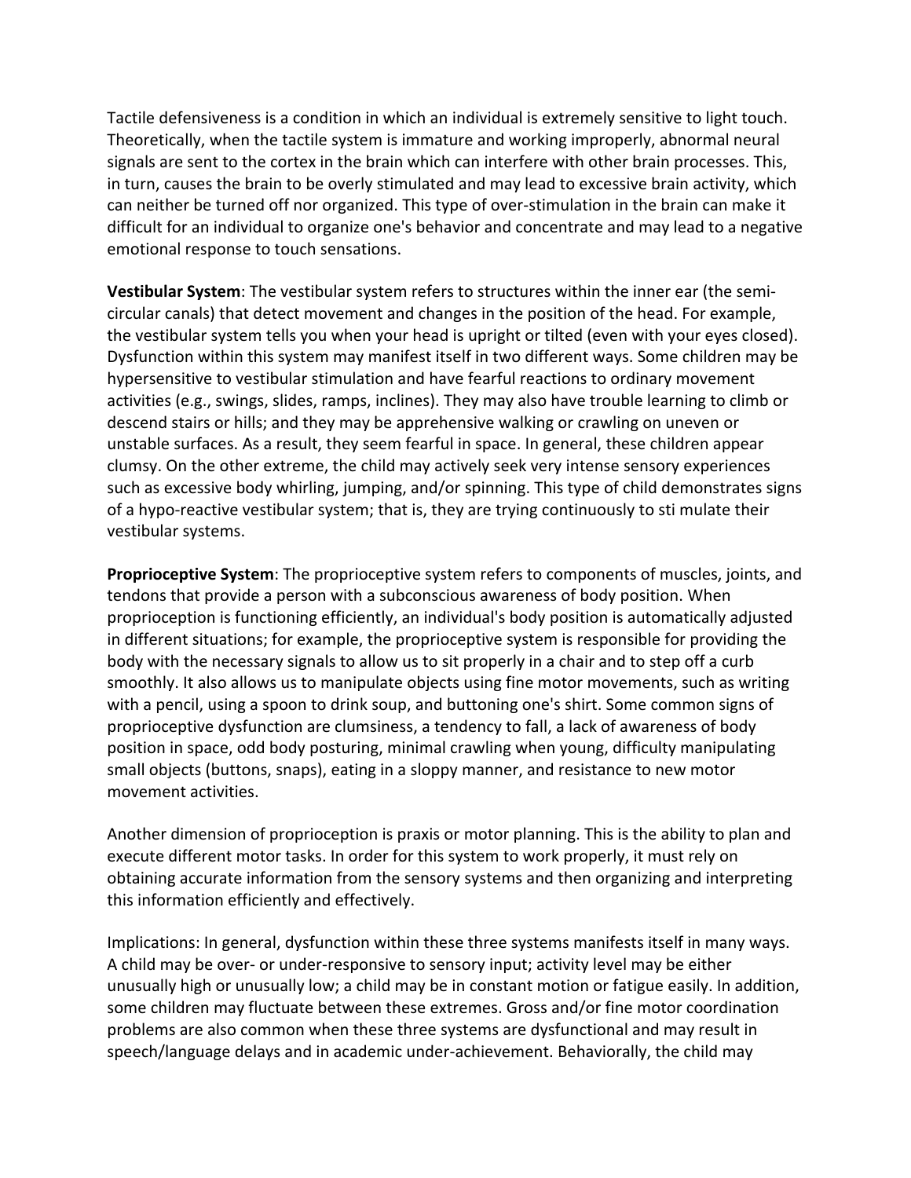Tactile defensiveness is a condition in which an individual is extremely sensitive to light touch. Theoretically, when the tactile system is immature and working improperly, abnormal neural signals are sent to the cortex in the brain which can interfere with other brain processes. This, in turn, causes the brain to be overly stimulated and may lead to excessive brain activity, which can neither be turned off nor organized. This type of over-stimulation in the brain can make it difficult for an individual to organize one's behavior and concentrate and may lead to a negative emotional response to touch sensations.

**Vestibular System**: The vestibular system refers to structures within the inner ear (the semi-circular canals) that detect movement and changes in the position of the head. For example, the vestibular system tells you when your head is upright or tilted (even with your eyes closed). Dysfunction within this system may manifest itself in two different ways. Some children may be hypersensitive to vestibular stimulation and have fearful reactions to ordinary movement activities (e.g., swings, slides, ramps, inclines). They may also have trouble learning to climb or descend stairs or hills; and they may be apprehensive walking or crawling on uneven or unstable surfaces. As a result, they seem fearful in space. In general, these children appear clumsy. On the other extreme, the child may actively seek very intense sensory experiences such as excessive body whirling, jumping, and/or spinning. This type of child demonstrates signs of a hypo-reactive vestibular system; that is, they are trying continuously to sti mulate their vestibular systems.

**Proprioceptive System**: The proprioceptive system refers to components of muscles, joints, and tendons that provide a person with a subconscious awareness of body position. When proprioception is functioning efficiently, an individual's body position is automatically adjusted in different situations; for example, the proprioceptive system is responsible for providing the body with the necessary signals to allow us to sit properly in a chair and to step off a curb smoothly. It also allows us to manipulate objects using fine motor movements, such as writing with a pencil, using a spoon to drink soup, and buttoning one's shirt. Some common signs of proprioceptive dysfunction are clumsiness, a tendency to fall, a lack of awareness of body position in space, odd body posturing, minimal crawling when young, difficulty manipulating small objects (buttons, snaps), eating in a sloppy manner, and resistance to new motor movement activities.

Another dimension of proprioception is praxis or motor planning. This is the ability to plan and execute different motor tasks. In order for this system to work properly, it must rely on obtaining accurate information from the sensory systems and then organizing and interpreting this information efficiently and effectively.

Implications: In general, dysfunction within these three systems manifests itself in many ways. A child may be over- or under-responsive to sensory input; activity level may be either unusually high or unusually low; a child may be in constant motion or fatigue easily. In addition, some children may fluctuate between these extremes. Gross and/or fine motor coordination problems are also common when these three systems are dysfunctional and may result in speech/language delays and in academic under-achievement. Behaviorally, the child may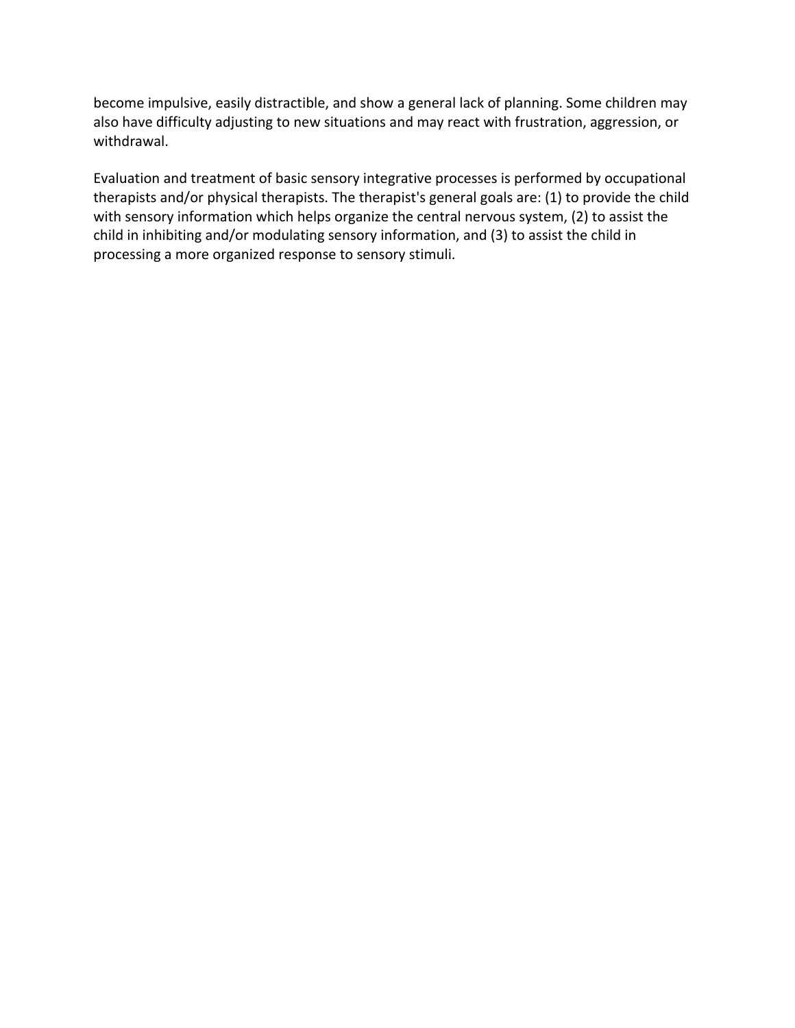become impulsive, easily distractible, and show a general lack of planning. Some children may also have difficulty adjusting to new situations and may react with frustration, aggression, or withdrawal.

Evaluation and treatment of basic sensory integrative processes is performed by occupational therapists and/or physical therapists. The therapist's general goals are: (1) to provide the child with sensory information which helps organize the central nervous system, (2) to assist the child in inhibiting and/or modulating sensory information, and (3) to assist the child in processing a more organized response to sensory stimuli.